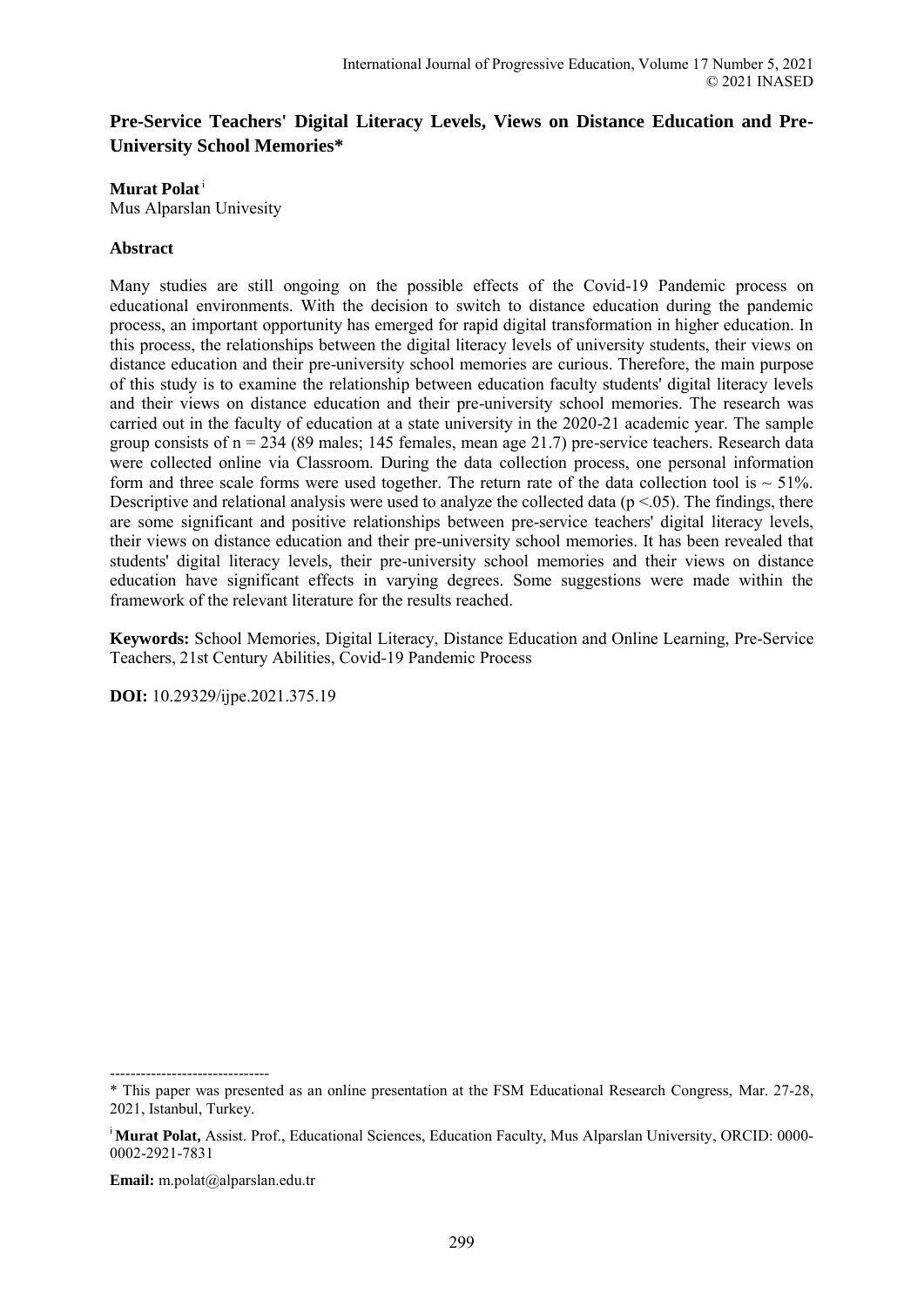# Pre-Service Teachers' Digital Literacy Levels, Views on Distance Education and Pre-University School Memories*

**Murat Polat** [i]
Mus Alparslan Univesity

## Abstract

Many studies are still ongoing on the possible effects of the Covid-19 Pandemic process on educational environments. With the decision to switch to distance education during the pandemic process, an important opportunity has emerged for rapid digital transformation in higher education. In this process, the relationships between the digital literacy levels of university students, their views on distance education and their pre-university school memories are curious. Therefore, the main purpose of this study is to examine the relationship between education faculty students' digital literacy levels and their views on distance education and their pre-university school memories. The research was carried out in the faculty of education at a state university in the 2020-21 academic year. The sample group consists of n = 234 (89 males; 145 females, mean age 21.7) pre-service teachers. Research data were collected online via Classroom. During the data collection process, one personal information form and three scale forms were used together. The return rate of the data collection tool is ~ 51%. Descriptive and relational analysis were used to analyze the collected data ($p < .05$). The findings, there are some significant and positive relationships between pre-service teachers' digital literacy levels, their views on distance education and their pre-university school memories. It has been revealed that students' digital literacy levels, their pre-university school memories and their views on distance education have significant effects in varying degrees. Some suggestions were made within the framework of the relevant literature for the results reached.

**Keywords:** School Memories, Digital Literacy, Distance Education and Online Learning, Pre-Service Teachers, 21st Century Abilities, Covid-19 Pandemic Process

**DOI:** 10.29329/ijpe.2021.375.19

-------------------------------

* This paper was presented as an online presentation at the FSM Educational Research Congress, Mar. 27-28, 2021, Istanbul, Turkey.

[i] **Murat Polat,** Assist. Prof., Educational Sciences, Education Faculty, Mus Alparslan University, ORCID: 0000-0002-2921-7831

**Email:** m.polat@alparslan.edu.tr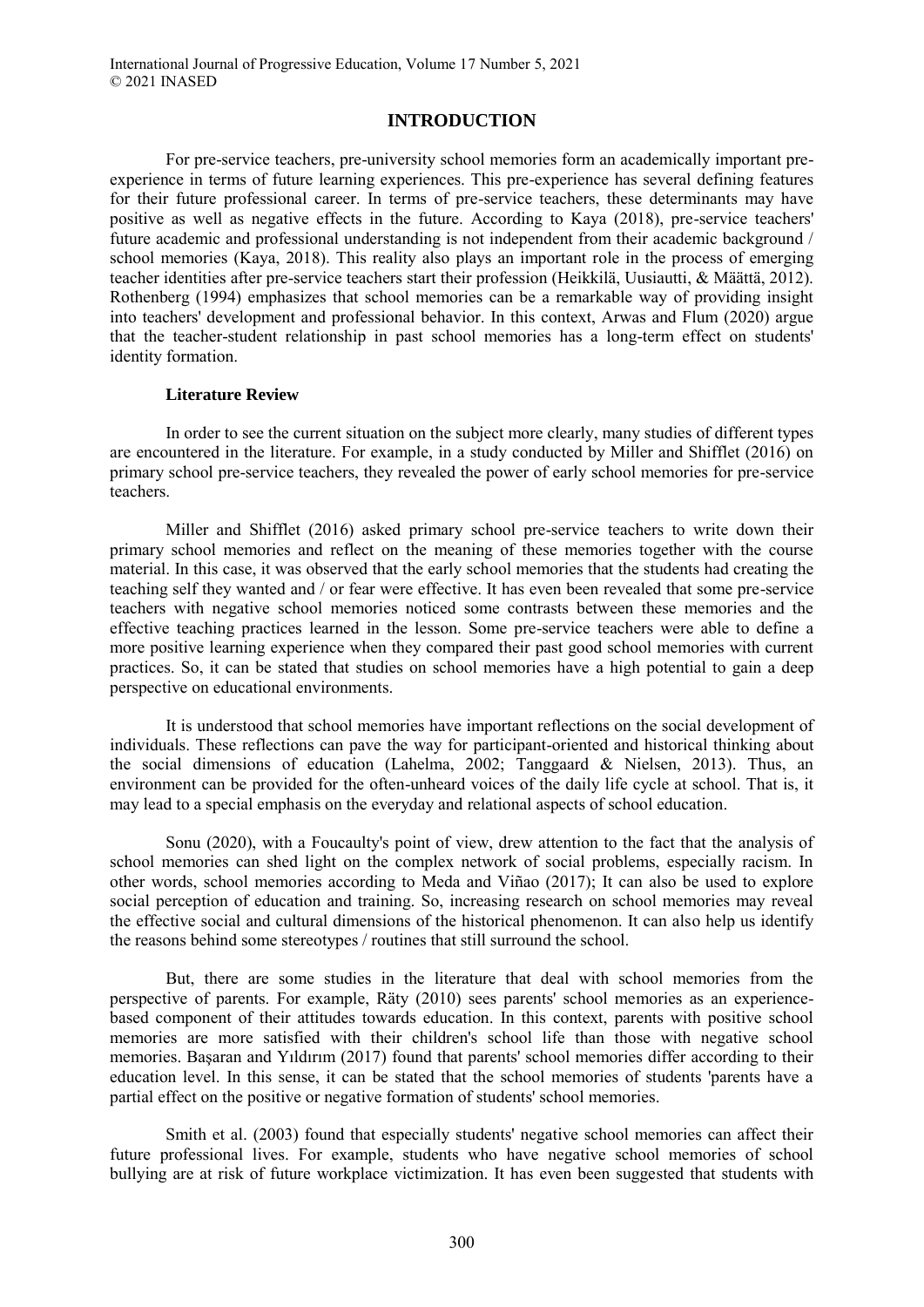## INTRODUCTION

For pre-service teachers, pre-university school memories form an academically important pre-experience in terms of future learning experiences. This pre-experience has several defining features for their future professional career. In terms of pre-service teachers, these determinants may have positive as well as negative effects in the future. According to Kaya (2018), pre-service teachers' future academic and professional understanding is not independent from their academic background / school memories (Kaya, 2018). This reality also plays an important role in the process of emerging teacher identities after pre-service teachers start their profession (Heikkilä, Uusiautti, & Määttä, 2012). Rothenberg (1994) emphasizes that school memories can be a remarkable way of providing insight into teachers' development and professional behavior. In this context, Arwas and Flum (2020) argue that the teacher-student relationship in past school memories has a long-term effect on students' identity formation.

### Literature Review

In order to see the current situation on the subject more clearly, many studies of different types are encountered in the literature. For example, in a study conducted by Miller and Shifflet (2016) on primary school pre-service teachers, they revealed the power of early school memories for pre-service teachers.

Miller and Shifflet (2016) asked primary school pre-service teachers to write down their primary school memories and reflect on the meaning of these memories together with the course material. In this case, it was observed that the early school memories that the students had creating the teaching self they wanted and / or fear were effective. It has even been revealed that some pre-service teachers with negative school memories noticed some contrasts between these memories and the effective teaching practices learned in the lesson. Some pre-service teachers were able to define a more positive learning experience when they compared their past good school memories with current practices. So, it can be stated that studies on school memories have a high potential to gain a deep perspective on educational environments.

It is understood that school memories have important reflections on the social development of individuals. These reflections can pave the way for participant-oriented and historical thinking about the social dimensions of education (Lahelma, 2002; Tanggaard & Nielsen, 2013). Thus, an environment can be provided for the often-unheard voices of the daily life cycle at school. That is, it may lead to a special emphasis on the everyday and relational aspects of school education.

Sonu (2020), with a Foucaulty's point of view, drew attention to the fact that the analysis of school memories can shed light on the complex network of social problems, especially racism. In other words, school memories according to Meda and Viñao (2017); It can also be used to explore social perception of education and training. So, increasing research on school memories may reveal the effective social and cultural dimensions of the historical phenomenon. It can also help us identify the reasons behind some stereotypes / routines that still surround the school.

But, there are some studies in the literature that deal with school memories from the perspective of parents. For example, Räty (2010) sees parents' school memories as an experience-based component of their attitudes towards education. In this context, parents with positive school memories are more satisfied with their children's school life than those with negative school memories. Başaran and Yıldırım (2017) found that parents' school memories differ according to their education level. In this sense, it can be stated that the school memories of students 'parents have a partial effect on the positive or negative formation of students' school memories.

Smith et al. (2003) found that especially students' negative school memories can affect their future professional lives. For example, students who have negative school memories of school bullying are at risk of future workplace victimization. It has even been suggested that students with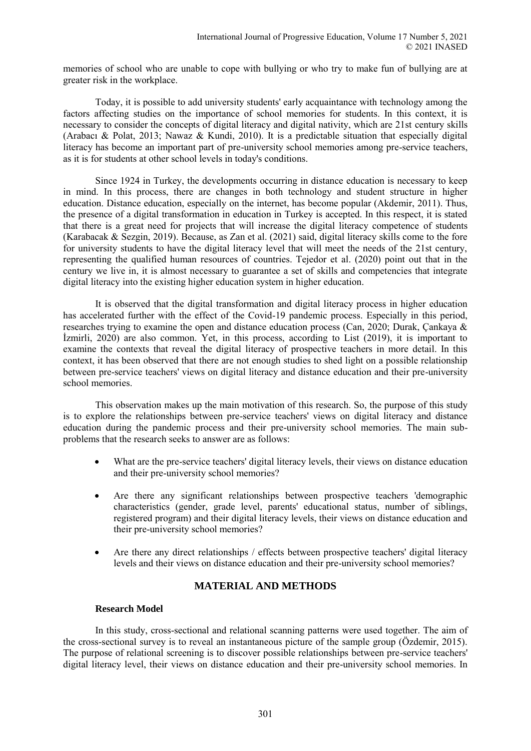memories of school who are unable to cope with bullying or who try to make fun of bullying are at greater risk in the workplace.

Today, it is possible to add university students' early acquaintance with technology among the factors affecting studies on the importance of school memories for students. In this context, it is necessary to consider the concepts of digital literacy and digital nativity, which are 21st century skills (Arabacı & Polat, 2013; Nawaz & Kundi, 2010). It is a predictable situation that especially digital literacy has become an important part of pre-university school memories among pre-service teachers, as it is for students at other school levels in today's conditions.

Since 1924 in Turkey, the developments occurring in distance education is necessary to keep in mind. In this process, there are changes in both technology and student structure in higher education. Distance education, especially on the internet, has become popular (Akdemir, 2011). Thus, the presence of a digital transformation in education in Turkey is accepted. In this respect, it is stated that there is a great need for projects that will increase the digital literacy competence of students (Karabacak & Sezgin, 2019). Because, as Zan et al. (2021) said, digital literacy skills come to the fore for university students to have the digital literacy level that will meet the needs of the 21st century, representing the qualified human resources of countries. Tejedor et al. (2020) point out that in the century we live in, it is almost necessary to guarantee a set of skills and competencies that integrate digital literacy into the existing higher education system in higher education.

It is observed that the digital transformation and digital literacy process in higher education has accelerated further with the effect of the Covid-19 pandemic process. Especially in this period, researches trying to examine the open and distance education process (Can, 2020; Durak, Çankaya & İzmirli, 2020) are also common. Yet, in this process, according to List (2019), it is important to examine the contexts that reveal the digital literacy of prospective teachers in more detail. In this context, it has been observed that there are not enough studies to shed light on a possible relationship between pre-service teachers' views on digital literacy and distance education and their pre-university school memories.

This observation makes up the main motivation of this research. So, the purpose of this study is to explore the relationships between pre-service teachers' views on digital literacy and distance education during the pandemic process and their pre-university school memories. The main sub-problems that the research seeks to answer are as follows:

- What are the pre-service teachers' digital literacy levels, their views on distance education and their pre-university school memories?
- Are there any significant relationships between prospective teachers 'demographic characteristics (gender, grade level, parents' educational status, number of siblings, registered program) and their digital literacy levels, their views on distance education and their pre-university school memories?
- Are there any direct relationships / effects between prospective teachers' digital literacy levels and their views on distance education and their pre-university school memories?

## MATERIAL AND METHODS

### Research Model

In this study, cross-sectional and relational scanning patterns were used together. The aim of the cross-sectional survey is to reveal an instantaneous picture of the sample group (Özdemir, 2015). The purpose of relational screening is to discover possible relationships between pre-service teachers' digital literacy level, their views on distance education and their pre-university school memories. In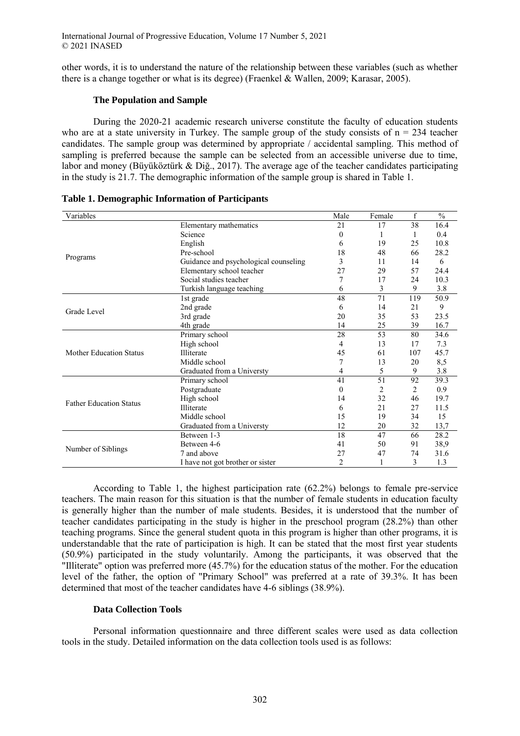other words, it is to understand the nature of the relationship between these variables (such as whether there is a change together or what is its degree) (Fraenkel & Wallen, 2009; Karasar, 2005).

### The Population and Sample

During the 2020-21 academic research universe constitute the faculty of education students who are at a state university in Turkey. The sample group of the study consists of n = 234 teacher candidates. The sample group was determined by appropriate / accidental sampling. This method of sampling is preferred because the sample can be selected from an accessible universe due to time, labor and money (Büyüköztürk & Diğ., 2017). The average age of the teacher candidates participating in the study is 21.7. The demographic information of the sample group is shared in Table 1.

**Table 1. Demographic Information of Participants**

| Variables | | Male | Female | f | % |
|---|---|---|---|---|---|
| Programs | Elementary mathematics | 21 | 17 | 38 | 16.4 |
| | Science | 0 | 1 | 1 | 0.4 |
| | English | 6 | 19 | 25 | 10.8 |
| | Pre-school | 18 | 48 | 66 | 28.2 |
| | Guidance and psychological counseling | 3 | 11 | 14 | 6 |
| | Elementary school teacher | 27 | 29 | 57 | 24.4 |
| | Social studies teacher | 7 | 17 | 24 | 10.3 |
| | Turkish language teaching | 6 | 3 | 9 | 3.8 |
| Grade Level | 1st grade | 48 | 71 | 119 | 50.9 |
| | 2nd grade | 6 | 14 | 21 | 9 |
| | 3rd grade | 20 | 35 | 53 | 23.5 |
| | 4th grade | 14 | 25 | 39 | 16.7 |
| Mother Education Status | Primary school | 28 | 53 | 80 | 34.6 |
| | High school | 4 | 13 | 17 | 7.3 |
| | Illiterate | 45 | 61 | 107 | 45.7 |
| | Middle school | 7 | 13 | 20 | 8,5 |
| | Graduated from a Universty | 4 | 5 | 9 | 3.8 |
| Father Education Status | Primary school | 41 | 51 | 92 | 39.3 |
| | Postgraduate | 0 | 2 | 2 | 0.9 |
| | High school | 14 | 32 | 46 | 19.7 |
| | Illiterate | 6 | 21 | 27 | 11.5 |
| | Middle school | 15 | 19 | 34 | 15 |
| | Graduated from a Universty | 12 | 20 | 32 | 13,7 |
| Number of Siblings | Between 1-3 | 18 | 47 | 66 | 28.2 |
| | Between 4-6 | 41 | 50 | 91 | 38,9 |
| | 7 and above | 27 | 47 | 74 | 31.6 |
| | I have not got brother or sister | 2 | 1 | 3 | 1.3 |

According to Table 1, the highest participation rate (62.2%) belongs to female pre-service teachers. The main reason for this situation is that the number of female students in education faculty is generally higher than the number of male students. Besides, it is understood that the number of teacher candidates participating in the study is higher in the preschool program (28.2%) than other teaching programs. Since the general student quota in this program is higher than other programs, it is understandable that the rate of participation is high. It can be stated that the most first year students (50.9%) participated in the study voluntarily. Among the participants, it was observed that the "Illiterate" option was preferred more (45.7%) for the education status of the mother. For the education level of the father, the option of "Primary School" was preferred at a rate of 39.3%. It has been determined that most of the teacher candidates have 4-6 siblings (38.9%).

### Data Collection Tools

Personal information questionnaire and three different scales were used as data collection tools in the study. Detailed information on the data collection tools used is as follows: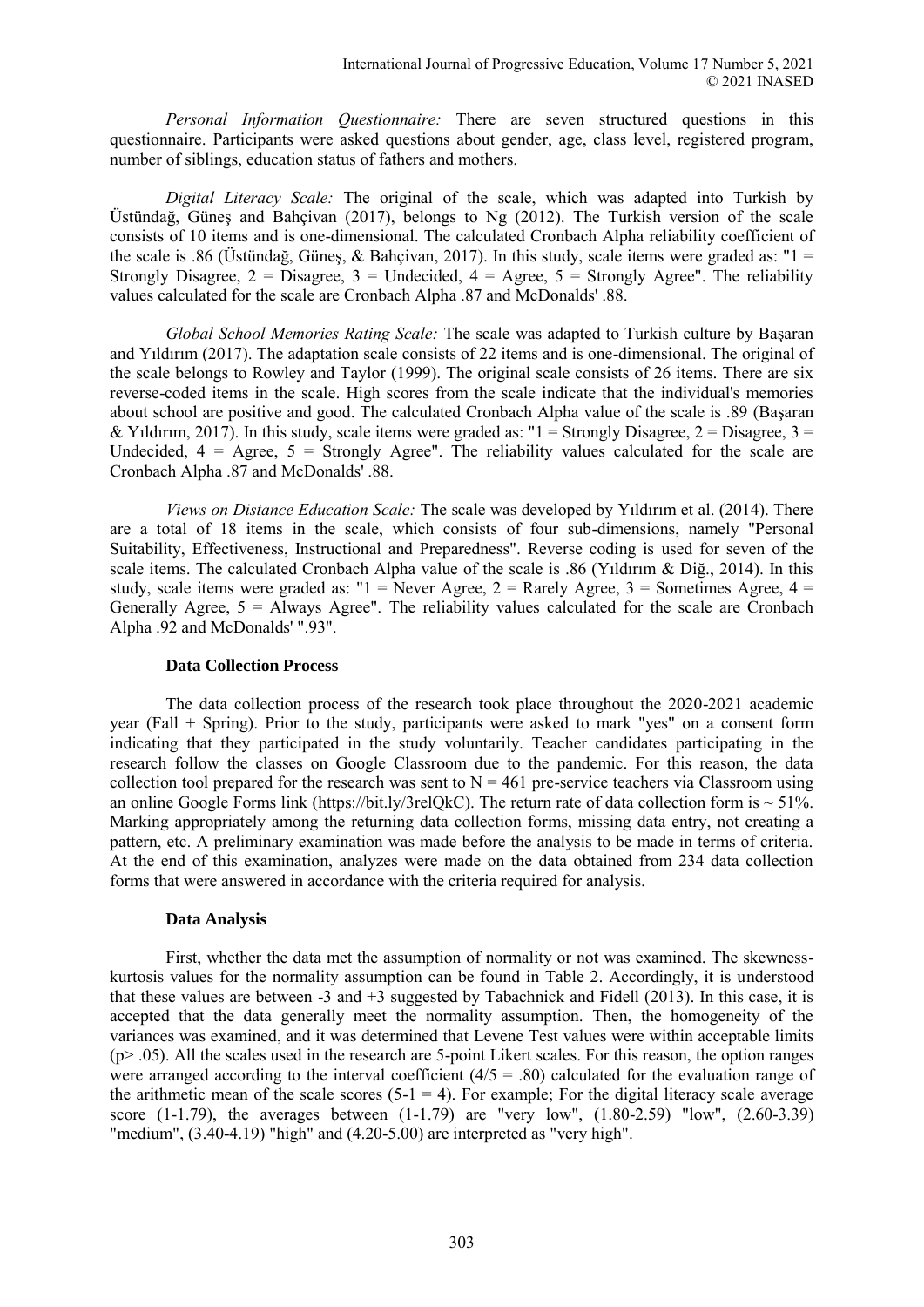*Personal Information Questionnaire:* There are seven structured questions in this questionnaire. Participants were asked questions about gender, age, class level, registered program, number of siblings, education status of fathers and mothers.

*Digital Literacy Scale:* The original of the scale, which was adapted into Turkish by Üstündağ, Güneş and Bahçivan (2017), belongs to Ng (2012). The Turkish version of the scale consists of 10 items and is one-dimensional. The calculated Cronbach Alpha reliability coefficient of the scale is .86 (Üstündağ, Güneş, & Bahçivan, 2017). In this study, scale items were graded as: "1 = Strongly Disagree, 2 = Disagree, 3 = Undecided, 4 = Agree, 5 = Strongly Agree". The reliability values calculated for the scale are Cronbach Alpha .87 and McDonalds' .88.

*Global School Memories Rating Scale:* The scale was adapted to Turkish culture by Başaran and Yıldırım (2017). The adaptation scale consists of 22 items and is one-dimensional. The original of the scale belongs to Rowley and Taylor (1999). The original scale consists of 26 items. There are six reverse-coded items in the scale. High scores from the scale indicate that the individual's memories about school are positive and good. The calculated Cronbach Alpha value of the scale is .89 (Başaran & Yıldırım, 2017). In this study, scale items were graded as: "1 = Strongly Disagree, 2 = Disagree, 3 = Undecided, 4 = Agree, 5 = Strongly Agree". The reliability values calculated for the scale are Cronbach Alpha .87 and McDonalds' .88.

*Views on Distance Education Scale:* The scale was developed by Yıldırım et al. (2014). There are a total of 18 items in the scale, which consists of four sub-dimensions, namely "Personal Suitability, Effectiveness, Instructional and Preparedness". Reverse coding is used for seven of the scale items. The calculated Cronbach Alpha value of the scale is .86 (Yıldırım & Diğ., 2014). In this study, scale items were graded as: "1 = Never Agree, 2 = Rarely Agree, 3 = Sometimes Agree, 4 = Generally Agree, 5 = Always Agree". The reliability values calculated for the scale are Cronbach Alpha .92 and McDonalds' ".93".

### Data Collection Process

The data collection process of the research took place throughout the 2020-2021 academic year (Fall + Spring). Prior to the study, participants were asked to mark "yes" on a consent form indicating that they participated in the study voluntarily. Teacher candidates participating in the research follow the classes on Google Classroom due to the pandemic. For this reason, the data collection tool prepared for the research was sent to $N = 461$ pre-service teachers via Classroom using an online Google Forms link (https://bit.ly/3relQkC). The return rate of data collection form is ~ 51%. Marking appropriately among the returning data collection forms, missing data entry, not creating a pattern, etc. A preliminary examination was made before the analysis to be made in terms of criteria. At the end of this examination, analyzes were made on the data obtained from 234 data collection forms that were answered in accordance with the criteria required for analysis.

### Data Analysis

First, whether the data met the assumption of normality or not was examined. The skewness-kurtosis values for the normality assumption can be found in Table 2. Accordingly, it is understood that these values are between -3 and +3 suggested by Tabachnick and Fidell (2013). In this case, it is accepted that the data generally meet the normality assumption. Then, the homogeneity of the variances was examined, and it was determined that Levene Test values were within acceptable limits ($p > .05$). All the scales used in the research are 5-point Likert scales. For this reason, the option ranges were arranged according to the interval coefficient ($4/5 = .80$) calculated for the evaluation range of the arithmetic mean of the scale scores ($5-1 = 4$). For example; For the digital literacy scale average score (1-1.79), the averages between (1-1.79) are "very low", (1.80-2.59) "low", (2.60-3.39) "medium", (3.40-4.19) "high" and (4.20-5.00) are interpreted as "very high".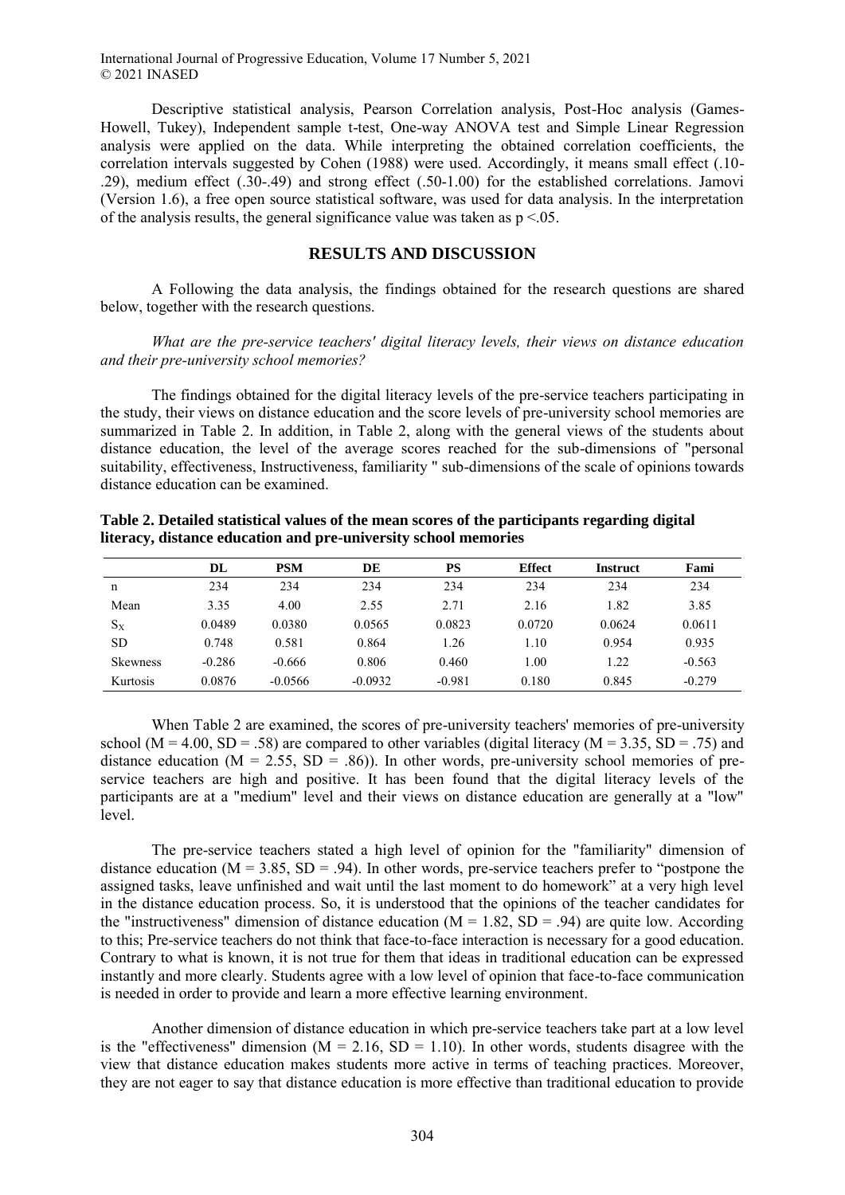Descriptive statistical analysis, Pearson Correlation analysis, Post-Hoc analysis (Games-Howell, Tukey), Independent sample t-test, One-way ANOVA test and Simple Linear Regression analysis were applied on the data. While interpreting the obtained correlation coefficients, the correlation intervals suggested by Cohen (1988) were used. Accordingly, it means small effect (.10-.29), medium effect (.30-.49) and strong effect (.50-1.00) for the established correlations. Jamovi (Version 1.6), a free open source statistical software, was used for data analysis. In the interpretation of the analysis results, the general significance value was taken as $p < .05$.

## RESULTS AND DISCUSSION

A Following the data analysis, the findings obtained for the research questions are shared below, together with the research questions.

*What are the pre-service teachers' digital literacy levels, their views on distance education and their pre-university school memories?*

The findings obtained for the digital literacy levels of the pre-service teachers participating in the study, their views on distance education and the score levels of pre-university school memories are summarized in Table 2. In addition, in Table 2, along with the general views of the students about distance education, the level of the average scores reached for the sub-dimensions of "personal suitability, effectiveness, Instructiveness, familiarity " sub-dimensions of the scale of opinions towards distance education can be examined.

**Table 2. Detailed statistical values of the mean scores of the participants regarding digital literacy, distance education and pre-university school memories**

| | DL | PSM | DE | PS | Effect | Instruct | Fami |
|---|---|---|---|---|---|---|---|
| n | 234 | 234 | 234 | 234 | 234 | 234 | 234 |
| Mean | 3.35 | 4.00 | 2.55 | 2.71 | 2.16 | 1.82 | 3.85 |
| $S_X$ | 0.0489 | 0.0380 | 0.0565 | 0.0823 | 0.0720 | 0.0624 | 0.0611 |
| SD | 0.748 | 0.581 | 0.864 | 1.26 | 1.10 | 0.954 | 0.935 |
| Skewness | -0.286 | -0.666 | 0.806 | 0.460 | 1.00 | 1.22 | -0.563 |
| Kurtosis | 0.0876 | -0.0566 | -0.0932 | -0.981 | 0.180 | 0.845 | -0.279 |

When Table 2 are examined, the scores of pre-university teachers' memories of pre-university school ($M = 4.00$, $SD = .58$) are compared to other variables (digital literacy ($M = 3.35$, $SD = .75$) and distance education ($M = 2.55$, $SD = .86$)). In other words, pre-university school memories of pre-service teachers are high and positive. It has been found that the digital literacy levels of the participants are at a "medium" level and their views on distance education are generally at a "low" level.

The pre-service teachers stated a high level of opinion for the "familiarity" dimension of distance education ($M = 3.85$, $SD = .94$). In other words, pre-service teachers prefer to "postpone the assigned tasks, leave unfinished and wait until the last moment to do homework" at a very high level in the distance education process. So, it is understood that the opinions of the teacher candidates for the "instructiveness" dimension of distance education ($M = 1.82$, $SD = .94$) are quite low. According to this; Pre-service teachers do not think that face-to-face interaction is necessary for a good education. Contrary to what is known, it is not true for them that ideas in traditional education can be expressed instantly and more clearly. Students agree with a low level of opinion that face-to-face communication is needed in order to provide and learn a more effective learning environment.

Another dimension of distance education in which pre-service teachers take part at a low level is the "effectiveness" dimension ($M = 2.16$, $SD = 1.10$). In other words, students disagree with the view that distance education makes students more active in terms of teaching practices. Moreover, they are not eager to say that distance education is more effective than traditional education to provide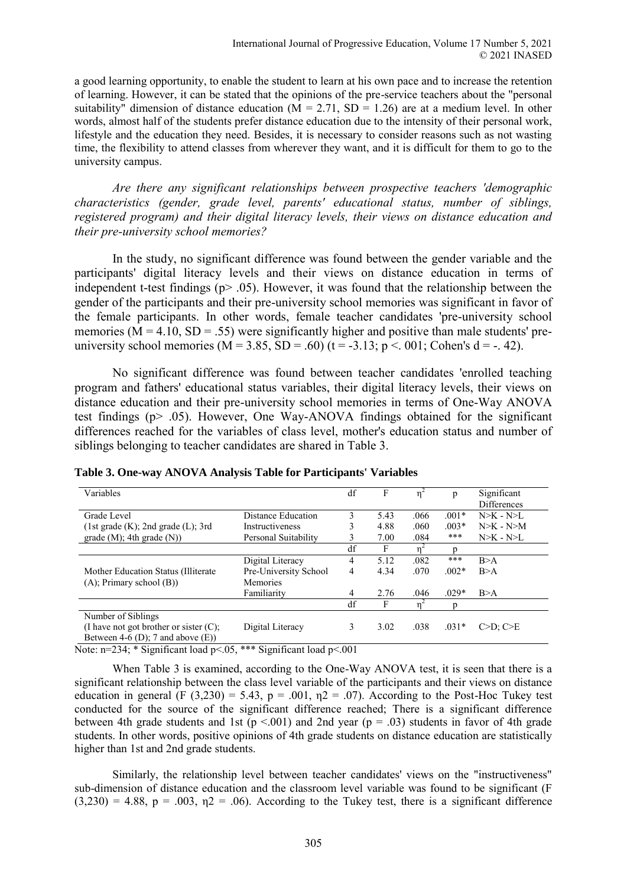a good learning opportunity, to enable the student to learn at his own pace and to increase the retention of learning. However, it can be stated that the opinions of the pre-service teachers about the "personal suitability" dimension of distance education (M = 2.71, SD = 1.26) are at a medium level. In other words, almost half of the students prefer distance education due to the intensity of their personal work, lifestyle and the education they need. Besides, it is necessary to consider reasons such as not wasting time, the flexibility to attend classes from wherever they want, and it is difficult for them to go to the university campus.

*Are there any significant relationships between prospective teachers 'demographic characteristics (gender, grade level, parents' educational status, number of siblings, registered program) and their digital literacy levels, their views on distance education and their pre-university school memories?*

In the study, no significant difference was found between the gender variable and the participants' digital literacy levels and their views on distance education in terms of independent t-test findings (p> .05). However, it was found that the relationship between the gender of the participants and their pre-university school memories was significant in favor of the female participants. In other words, female teacher candidates 'pre-university school memories (M = 4.10, SD = .55) were significantly higher and positive than male students' pre-university school memories (M = 3.85, SD = .60) (t = -3.13; p <. 001; Cohen's d = -. 42).

No significant difference was found between teacher candidates 'enrolled teaching program and fathers' educational status variables, their digital literacy levels, their views on distance education and their pre-university school memories in terms of One-Way ANOVA test findings (p> .05). However, One Way-ANOVA findings obtained for the significant differences reached for the variables of class level, mother's education status and number of siblings belonging to teacher candidates are shared in Table 3.

**Table 3. One-way ANOVA Analysis Table for Participants' Variables**

| Variables | | df | F | $\eta^2$ | p | Significant Differences |
|---|---|---|---|---|---|---|
| Grade Level (1st grade (K); 2nd grade (L); 3rd grade (M); 4th grade (N)) | Distance Education | 3 | 5.43 | .066 | .001* | N>K - N>L |
| | Instructiveness | 3 | 4.88 | .060 | .003* | N>K - N>M |
| | Personal Suitability | 3 | 7.00 | .084 | *** | N>K - N>L |
| | | df | F | $\eta^2$ | p | |
| Mother Education Status (Illiterate (A); Primary school (B)) | Digital Literacy | 4 | 5.12 | .082 | *** | B>A |
| | Pre-University School Memories | 4 | 4.34 | .070 | .002* | B>A |
| | Familiarity | 4 | 2.76 | .046 | .029* | B>A |
| | | df | F | $\eta^2$ | p | |
| Number of Siblings (I have not got brother or sister (C); Between 4-6 (D); 7 and above (E)) | Digital Literacy | 3 | 3.02 | .038 | .031* | C>D; C>E |

Note: n=234; * Significant load p<.05, *** Significant load p<.001

When Table 3 is examined, according to the One-Way ANOVA test, it is seen that there is a significant relationship between the class level variable of the participants and their views on distance education in general (F (3,230) = 5.43, p = .001, $\eta^2$ = .07). According to the Post-Hoc Tukey test conducted for the source of the significant difference reached; There is a significant difference between 4th grade students and 1st (p <.001) and 2nd year (p = .03) students in favor of 4th grade students. In other words, positive opinions of 4th grade students on distance education are statistically higher than 1st and 2nd grade students.

Similarly, the relationship level between teacher candidates' views on the "instructiveness" sub-dimension of distance education and the classroom level variable was found to be significant (F (3,230) = 4.88, p = .003, $\eta^2$ = .06). According to the Tukey test, there is a significant difference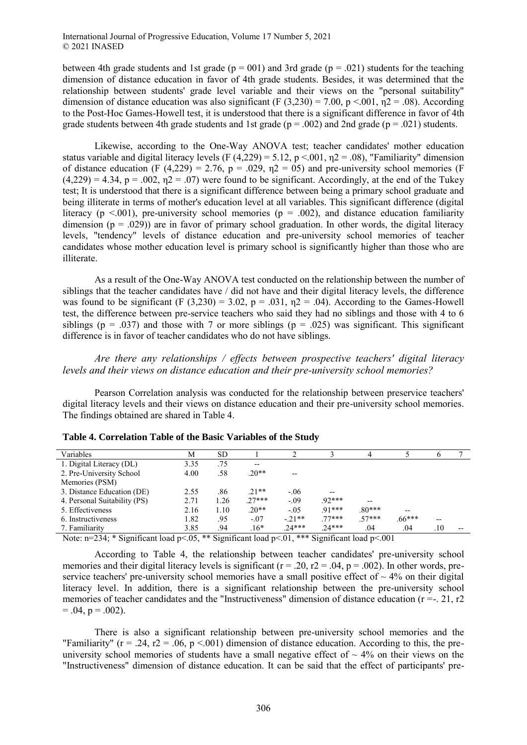between 4th grade students and 1st grade ($p = 001$) and 3rd grade ($p = .021$) students for the teaching dimension of distance education in favor of 4th grade students. Besides, it was determined that the relationship between students' grade level variable and their views on the "personal suitability" dimension of distance education was also significant ($F(3,230) = 7.00$, $p < .001$, $\eta2 = .08$). According to the Post-Hoc Games-Howell test, it is understood that there is a significant difference in favor of 4th grade students between 4th grade students and 1st grade ($p = .002$) and 2nd grade ($p = .021$) students.

Likewise, according to the One-Way ANOVA test; teacher candidates' mother education status variable and digital literacy levels ($F(4,229) = 5.12$, $p < .001$, $\eta2 = .08$), "Familiarity" dimension of distance education ($F(4,229) = 2.76$, $p = .029$, $\eta2 = 05$) and pre-university school memories ($F(4,229) = 4.34$, $p = .002$, $\eta2 = .07$) were found to be significant. Accordingly, at the end of the Tukey test; It is understood that there is a significant difference between being a primary school graduate and being illiterate in terms of mother's education level at all variables. This significant difference (digital literacy ($p < .001$), pre-university school memories ($p = .002$), and distance education familiarity dimension ($p = .029$)) are in favor of primary school graduation. In other words, the digital literacy levels, "tendency" levels of distance education and pre-university school memories of teacher candidates whose mother education level is primary school is significantly higher than those who are illiterate.

As a result of the One-Way ANOVA test conducted on the relationship between the number of siblings that the teacher candidates have / did not have and their digital literacy levels, the difference was found to be significant ($F(3,230) = 3.02$, $p = .031$, $\eta2 = .04$). According to the Games-Howell test, the difference between pre-service teachers who said they had no siblings and those with 4 to 6 siblings ($p = .037$) and those with 7 or more siblings ($p = .025$) was significant. This significant difference is in favor of teacher candidates who do not have siblings.

*Are there any relationships / effects between prospective teachers' digital literacy levels and their views on distance education and their pre-university school memories?*

Pearson Correlation analysis was conducted for the relationship between preservice teachers' digital literacy levels and their views on distance education and their pre-university school memories. The findings obtained are shared in Table 4.

**Table 4. Correlation Table of the Basic Variables of the Study**

| Variables | M | SD | 1 | 2 | 3 | 4 | 5 | 6 | 7 |
|---|---|---|---|---|---|---|---|---|---|
| 1. Digital Literacy (DL) | 3.35 | .75 | -- | | | | | | |
| 2. Pre-University School Memories (PSM) | 4.00 | .58 | .20** | -- | | | | | |
| 3. Distance Education (DE) | 2.55 | .86 | .21** | -.06 | -- | | | | |
| 4. Personal Suitability (PS) | 2.71 | 1.26 | .27*** | -.09 | .92*** | -- | | | |
| 5. Effectiveness | 2.16 | 1.10 | .20** | -.05 | .91*** | .80*** | -- | | |
| 6. Instructiveness | 1.82 | .95 | -.07 | -.21** | .77*** | .57*** | .66*** | -- | |
| 7. Familiarity | 3.85 | .94 | .16* | .24*** | .24*** | .04 | .04 | .10 | -- |

Note: n=234; * Significant load p<.05, ** Significant load p<.01, *** Significant load p<.001

According to Table 4, the relationship between teacher candidates pre-university school memories and their digital literacy levels is significant ($r = .20$, $r2 = .04$, $p = .002$). In other words, pre-service teachers' pre-university school memories have a small positive effect of ~ 4% on their digital literacy level. In addition, there is a significant relationship between the pre-university school memories of teacher candidates and the "Instructiveness" dimension of distance education ($r = -.21$, $r2 = .04$, $p = .002$).

There is also a significant relationship between pre-university school memories and the "Familiarity" ($r = .24$, $r2 = .06$, $p < .001$) dimension of distance education. According to this, the pre-university school memories of students have a small negative effect of ~ 4% on their views on the "Instructiveness" dimension of distance education. It can be said that the effect of participants' pre-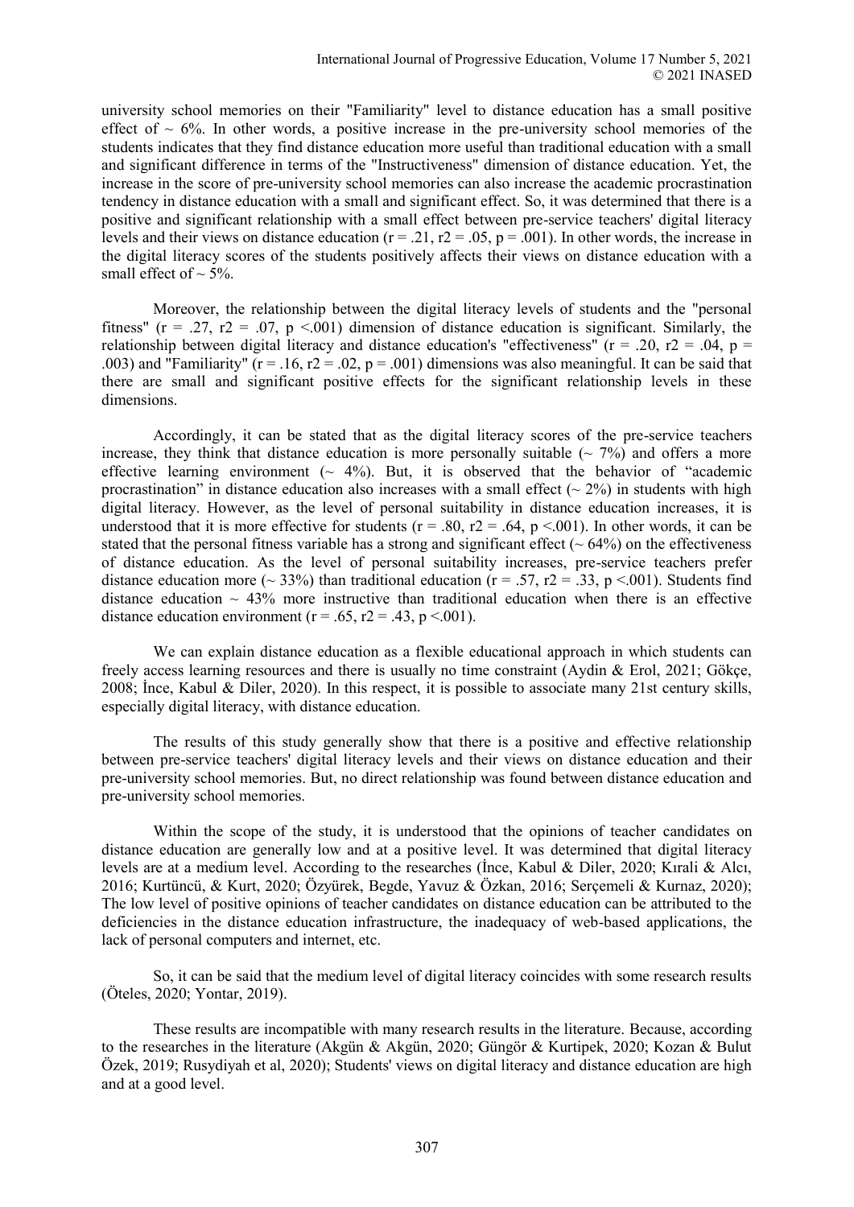university school memories on their "Familiarity" level to distance education has a small positive effect of ~ 6%. In other words, a positive increase in the pre-university school memories of the students indicates that they find distance education more useful than traditional education with a small and significant difference in terms of the "Instructiveness" dimension of distance education. Yet, the increase in the score of pre-university school memories can also increase the academic procrastination tendency in distance education with a small and significant effect. So, it was determined that there is a positive and significant relationship with a small effect between pre-service teachers' digital literacy levels and their views on distance education ($r = .21$, $r2 = .05$, $p = .001$). In other words, the increase in the digital literacy scores of the students positively affects their views on distance education with a small effect of ~ 5%.

Moreover, the relationship between the digital literacy levels of students and the "personal fitness" ($r = .27$, $r2 = .07$, $p < .001$) dimension of distance education is significant. Similarly, the relationship between digital literacy and distance education's "effectiveness" ($r = .20$, $r2 = .04$, $p = .003$) and "Familiarity" ($r = .16$, $r2 = .02$, $p = .001$) dimensions was also meaningful. It can be said that there are small and significant positive effects for the significant relationship levels in these dimensions.

Accordingly, it can be stated that as the digital literacy scores of the pre-service teachers increase, they think that distance education is more personally suitable (~ 7%) and offers a more effective learning environment (~ 4%). But, it is observed that the behavior of "academic procrastination" in distance education also increases with a small effect (~ 2%) in students with high digital literacy. However, as the level of personal suitability in distance education increases, it is understood that it is more effective for students ($r = .80$, $r2 = .64$, $p < .001$). In other words, it can be stated that the personal fitness variable has a strong and significant effect (~ 64%) on the effectiveness of distance education. As the level of personal suitability increases, pre-service teachers prefer distance education more (~ 33%) than traditional education ($r = .57$, $r2 = .33$, $p < .001$). Students find distance education ~ 43% more instructive than traditional education when there is an effective distance education environment ($r = .65$, $r2 = .43$, $p < .001$).

We can explain distance education as a flexible educational approach in which students can freely access learning resources and there is usually no time constraint (Aydin & Erol, 2021; Gökçe, 2008; İnce, Kabul & Diler, 2020). In this respect, it is possible to associate many 21st century skills, especially digital literacy, with distance education.

The results of this study generally show that there is a positive and effective relationship between pre-service teachers' digital literacy levels and their views on distance education and their pre-university school memories. But, no direct relationship was found between distance education and pre-university school memories.

Within the scope of the study, it is understood that the opinions of teacher candidates on distance education are generally low and at a positive level. It was determined that digital literacy levels are at a medium level. According to the researches (İnce, Kabul & Diler, 2020; Kırali & Alcı, 2016; Kurtüncü, & Kurt, 2020; Özyürek, Begde, Yavuz & Özkan, 2016; Serçemeli & Kurnaz, 2020); The low level of positive opinions of teacher candidates on distance education can be attributed to the deficiencies in the distance education infrastructure, the inadequacy of web-based applications, the lack of personal computers and internet, etc.

So, it can be said that the medium level of digital literacy coincides with some research results (Öteles, 2020; Yontar, 2019).

These results are incompatible with many research results in the literature. Because, according to the researches in the literature (Akgün & Akgün, 2020; Güngör & Kurtipek, 2020; Kozan & Bulut Özek, 2019; Rusydiyah et al, 2020); Students' views on digital literacy and distance education are high and at a good level.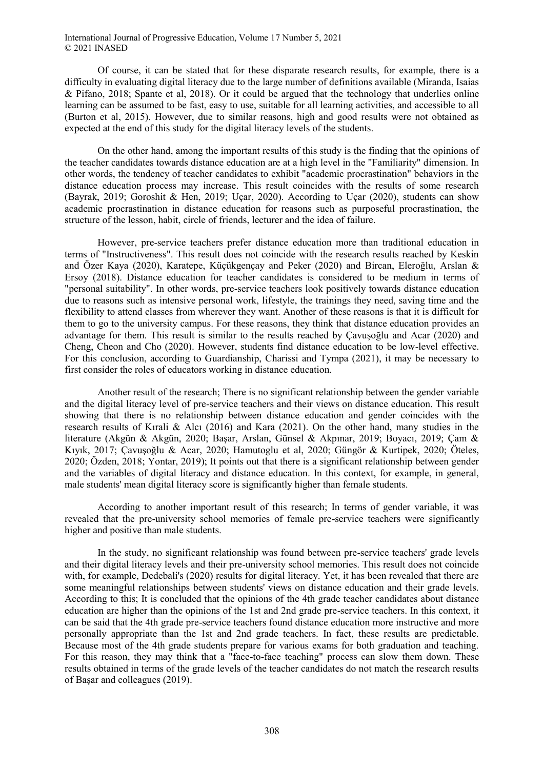Of course, it can be stated that for these disparate research results, for example, there is a difficulty in evaluating digital literacy due to the large number of definitions available (Miranda, Isaias & Pifano, 2018; Spante et al, 2018). Or it could be argued that the technology that underlies online learning can be assumed to be fast, easy to use, suitable for all learning activities, and accessible to all (Burton et al, 2015). However, due to similar reasons, high and good results were not obtained as expected at the end of this study for the digital literacy levels of the students.

On the other hand, among the important results of this study is the finding that the opinions of the teacher candidates towards distance education are at a high level in the "Familiarity" dimension. In other words, the tendency of teacher candidates to exhibit "academic procrastination" behaviors in the distance education process may increase. This result coincides with the results of some research (Bayrak, 2019; Goroshit & Hen, 2019; Uçar, 2020). According to Uçar (2020), students can show academic procrastination in distance education for reasons such as purposeful procrastination, the structure of the lesson, habit, circle of friends, lecturer and the idea of failure.

However, pre-service teachers prefer distance education more than traditional education in terms of "Instructiveness". This result does not coincide with the research results reached by Keskin and Özer Kaya (2020), Karatepe, Küçükgençay and Peker (2020) and Bircan, Eleroğlu, Arslan & Ersoy (2018). Distance education for teacher candidates is considered to be medium in terms of "personal suitability". In other words, pre-service teachers look positively towards distance education due to reasons such as intensive personal work, lifestyle, the trainings they need, saving time and the flexibility to attend classes from wherever they want. Another of these reasons is that it is difficult for them to go to the university campus. For these reasons, they think that distance education provides an advantage for them. This result is similar to the results reached by Çavuşoğlu and Acar (2020) and Cheng, Cheon and Cho (2020). However, students find distance education to be low-level effective. For this conclusion, according to Guardianship, Charissi and Tympa (2021), it may be necessary to first consider the roles of educators working in distance education.

Another result of the research; There is no significant relationship between the gender variable and the digital literacy level of pre-service teachers and their views on distance education. This result showing that there is no relationship between distance education and gender coincides with the research results of Kırali & Alcı (2016) and Kara (2021). On the other hand, many studies in the literature (Akgün & Akgün, 2020; Başar, Arslan, Günsel & Akpınar, 2019; Boyacı, 2019; Çam & Kıyık, 2017; Çavuşoğlu & Acar, 2020; Hamutoglu et al, 2020; Güngör & Kurtipek, 2020; Öteles, 2020; Özden, 2018; Yontar, 2019); It points out that there is a significant relationship between gender and the variables of digital literacy and distance education. In this context, for example, in general, male students' mean digital literacy score is significantly higher than female students.

According to another important result of this research; In terms of gender variable, it was revealed that the pre-university school memories of female pre-service teachers were significantly higher and positive than male students.

In the study, no significant relationship was found between pre-service teachers' grade levels and their digital literacy levels and their pre-university school memories. This result does not coincide with, for example, Dedebali's (2020) results for digital literacy. Yet, it has been revealed that there are some meaningful relationships between students' views on distance education and their grade levels. According to this; It is concluded that the opinions of the 4th grade teacher candidates about distance education are higher than the opinions of the 1st and 2nd grade pre-service teachers. In this context, it can be said that the 4th grade pre-service teachers found distance education more instructive and more personally appropriate than the 1st and 2nd grade teachers. In fact, these results are predictable. Because most of the 4th grade students prepare for various exams for both graduation and teaching. For this reason, they may think that a "face-to-face teaching" process can slow them down. These results obtained in terms of the grade levels of the teacher candidates do not match the research results of Başar and colleagues (2019).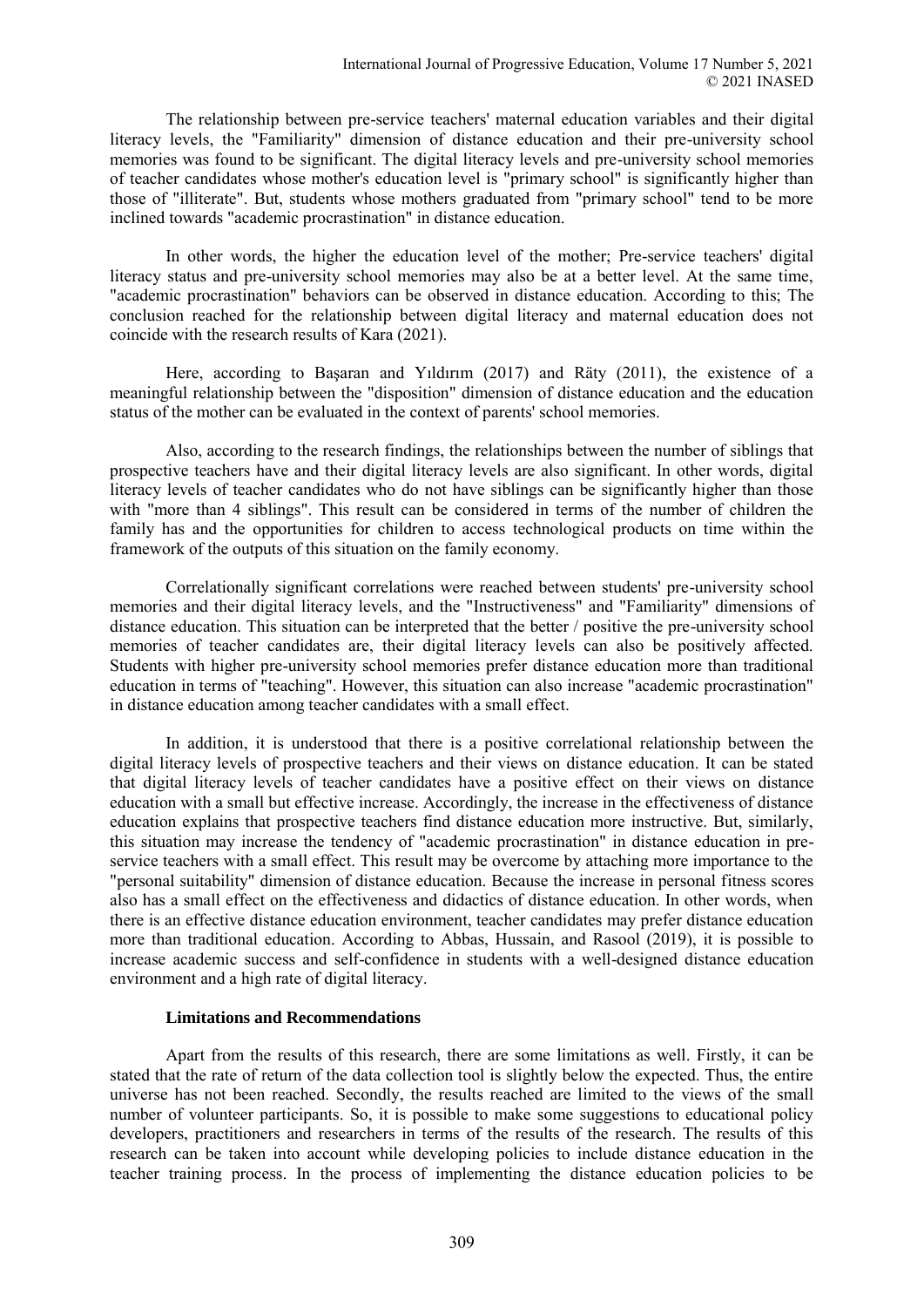The relationship between pre-service teachers' maternal education variables and their digital literacy levels, the "Familiarity" dimension of distance education and their pre-university school memories was found to be significant. The digital literacy levels and pre-university school memories of teacher candidates whose mother's education level is "primary school" is significantly higher than those of "illiterate". But, students whose mothers graduated from "primary school" tend to be more inclined towards "academic procrastination" in distance education.

In other words, the higher the education level of the mother; Pre-service teachers' digital literacy status and pre-university school memories may also be at a better level. At the same time, "academic procrastination" behaviors can be observed in distance education. According to this; The conclusion reached for the relationship between digital literacy and maternal education does not coincide with the research results of Kara (2021).

Here, according to Başaran and Yıldırım (2017) and Räty (2011), the existence of a meaningful relationship between the "disposition" dimension of distance education and the education status of the mother can be evaluated in the context of parents' school memories.

Also, according to the research findings, the relationships between the number of siblings that prospective teachers have and their digital literacy levels are also significant. In other words, digital literacy levels of teacher candidates who do not have siblings can be significantly higher than those with "more than 4 siblings". This result can be considered in terms of the number of children the family has and the opportunities for children to access technological products on time within the framework of the outputs of this situation on the family economy.

Correlationally significant correlations were reached between students' pre-university school memories and their digital literacy levels, and the "Instructiveness" and "Familiarity" dimensions of distance education. This situation can be interpreted that the better / positive the pre-university school memories of teacher candidates are, their digital literacy levels can also be positively affected. Students with higher pre-university school memories prefer distance education more than traditional education in terms of "teaching". However, this situation can also increase "academic procrastination" in distance education among teacher candidates with a small effect.

In addition, it is understood that there is a positive correlational relationship between the digital literacy levels of prospective teachers and their views on distance education. It can be stated that digital literacy levels of teacher candidates have a positive effect on their views on distance education with a small but effective increase. Accordingly, the increase in the effectiveness of distance education explains that prospective teachers find distance education more instructive. But, similarly, this situation may increase the tendency of "academic procrastination" in distance education in pre-service teachers with a small effect. This result may be overcome by attaching more importance to the "personal suitability" dimension of distance education. Because the increase in personal fitness scores also has a small effect on the effectiveness and didactics of distance education. In other words, when there is an effective distance education environment, teacher candidates may prefer distance education more than traditional education. According to Abbas, Hussain, and Rasool (2019), it is possible to increase academic success and self-confidence in students with a well-designed distance education environment and a high rate of digital literacy.

### Limitations and Recommendations

Apart from the results of this research, there are some limitations as well. Firstly, it can be stated that the rate of return of the data collection tool is slightly below the expected. Thus, the entire universe has not been reached. Secondly, the results reached are limited to the views of the small number of volunteer participants. So, it is possible to make some suggestions to educational policy developers, practitioners and researchers in terms of the results of the research. The results of this research can be taken into account while developing policies to include distance education in the teacher training process. In the process of implementing the distance education policies to be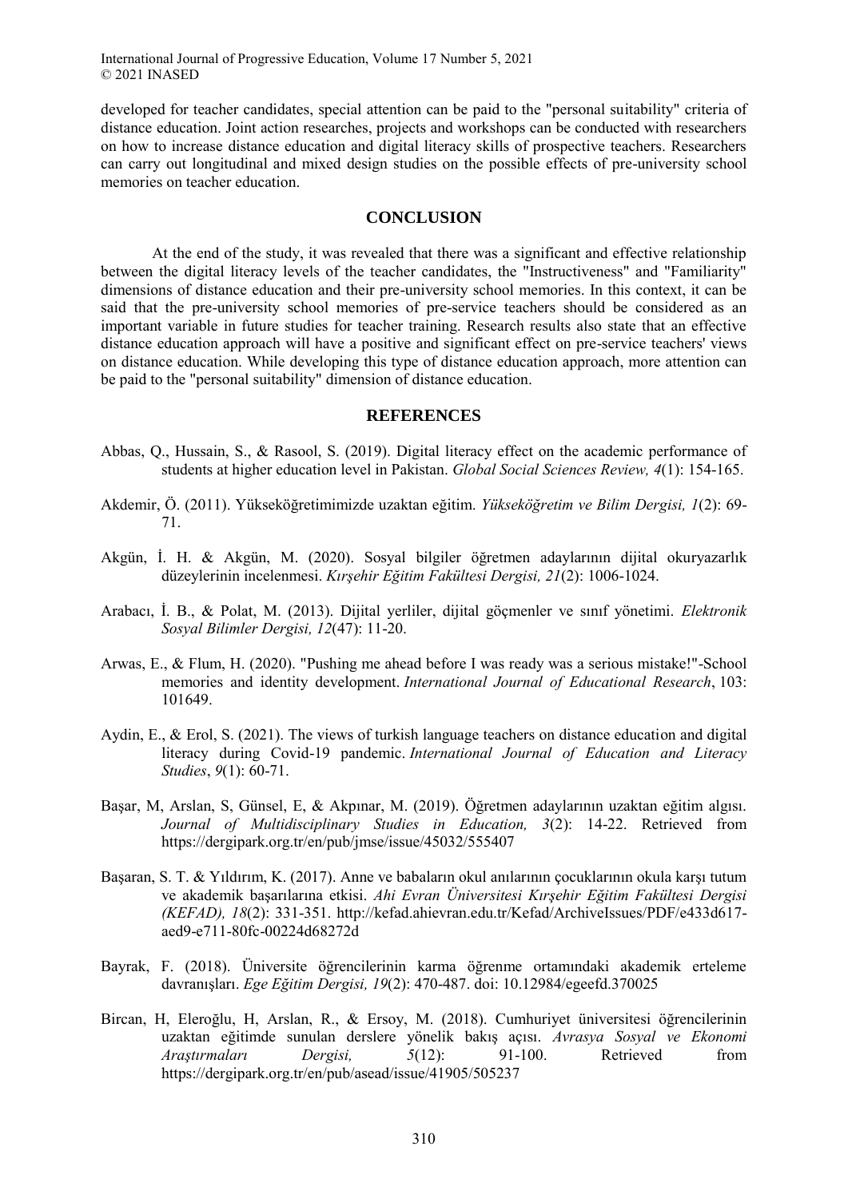developed for teacher candidates, special attention can be paid to the "personal suitability" criteria of distance education. Joint action researches, projects and workshops can be conducted with researchers on how to increase distance education and digital literacy skills of prospective teachers. Researchers can carry out longitudinal and mixed design studies on the possible effects of pre-university school memories on teacher education.

## CONCLUSION

At the end of the study, it was revealed that there was a significant and effective relationship between the digital literacy levels of the teacher candidates, the "Instructiveness" and "Familiarity" dimensions of distance education and their pre-university school memories. In this context, it can be said that the pre-university school memories of pre-service teachers should be considered as an important variable in future studies for teacher training. Research results also state that an effective distance education approach will have a positive and significant effect on pre-service teachers' views on distance education. While developing this type of distance education approach, more attention can be paid to the "personal suitability" dimension of distance education.

## REFERENCES

Abbas, Q., Hussain, S., & Rasool, S. (2019). Digital literacy effect on the academic performance of students at higher education level in Pakistan. *Global Social Sciences Review, 4*(1): 154-165.

Akdemir, Ö. (2011). Yükseköğretimimizde uzaktan eğitim. *Yükseköğretim ve Bilim Dergisi, 1*(2): 69-71.

Akgün, İ. H. & Akgün, M. (2020). Sosyal bilgiler öğretmen adaylarının dijital okuryazarlık düzeylerinin incelenmesi. *Kırşehir Eğitim Fakültesi Dergisi, 21*(2): 1006-1024.

Arabacı, İ. B., & Polat, M. (2013). Dijital yerliler, dijital göçmenler ve sınıf yönetimi. *Elektronik Sosyal Bilimler Dergisi, 12*(47): 11-20.

Arwas, E., & Flum, H. (2020). "Pushing me ahead before I was ready was a serious mistake!"-School memories and identity development. *International Journal of Educational Research*, 103: 101649.

Aydin, E., & Erol, S. (2021). The views of turkish language teachers on distance education and digital literacy during Covid-19 pandemic. *International Journal of Education and Literacy Studies*, *9*(1): 60-71.

Başar, M, Arslan, S, Günsel, E, & Akpınar, M. (2019). Öğretmen adaylarının uzaktan eğitim algısı. *Journal of Multidisciplinary Studies in Education, 3*(2): 14-22. Retrieved from https://dergipark.org.tr/en/pub/jmse/issue/45032/555407

Başaran, S. T. & Yıldırım, K. (2017). Anne ve babaların okul anılarının çocuklarının okula karşı tutum ve akademik başarılarına etkisi. *Ahi Evran Üniversitesi Kırşehir Eğitim Fakültesi Dergisi (KEFAD), 18*(2): 331-351. http://kefad.ahievran.edu.tr/Kefad/ArchiveIssues/PDF/e433d617-aed9-e711-80fc-00224d68272d

Bayrak, F. (2018). Üniversite öğrencilerinin karma öğrenme ortamındaki akademik erteleme davranışları. *Ege Eğitim Dergisi, 19*(2): 470-487. doi: 10.12984/egeefd.370025

Bircan, H, Eleroğlu, H, Arslan, R., & Ersoy, M. (2018). Cumhuriyet üniversitesi öğrencilerinin uzaktan eğitimde sunulan derslere yönelik bakış açısı. *Avrasya Sosyal ve Ekonomi Araştırmaları Dergisi, 5*(12): 91-100. Retrieved from https://dergipark.org.tr/en/pub/asead/issue/41905/505237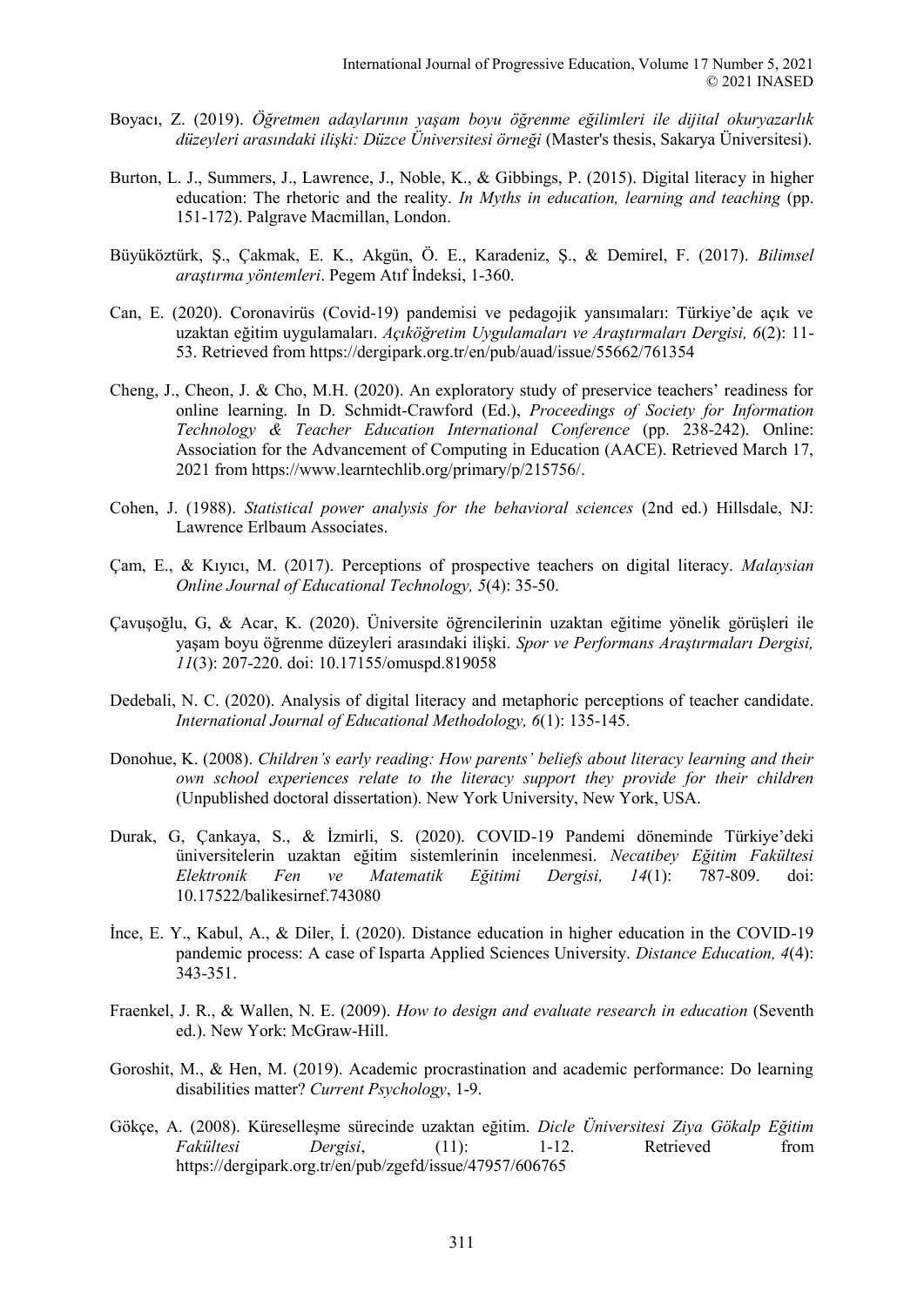Boyacı, Z. (2019). *Öğretmen adaylarının yaşam boyu öğrenme eğilimleri ile dijital okuryazarlık düzeyleri arasındaki ilişki: Düzce Üniversitesi örneği* (Master's thesis, Sakarya Üniversitesi).

Burton, L. J., Summers, J., Lawrence, J., Noble, K., & Gibbings, P. (2015). Digital literacy in higher education: The rhetoric and the reality. *In Myths in education, learning and teaching* (pp. 151-172). Palgrave Macmillan, London.

Büyüköztürk, Ş., Çakmak, E. K., Akgün, Ö. E., Karadeniz, Ş., & Demirel, F. (2017). *Bilimsel araştırma yöntemleri*. Pegem Atıf İndeksi, 1-360.

Can, E. (2020). Coronavirüs (Covid-19) pandemisi ve pedagojik yansımaları: Türkiye'de açık ve uzaktan eğitim uygulamaları. *Açıköğretim Uygulamaları ve Araştırmaları Dergisi, 6*(2): 11-53. Retrieved from https://dergipark.org.tr/en/pub/auad/issue/55662/761354

Cheng, J., Cheon, J. & Cho, M.H. (2020). An exploratory study of preservice teachers' readiness for online learning. In D. Schmidt-Crawford (Ed.), *Proceedings of Society for Information Technology & Teacher Education International Conference* (pp. 238-242). Online: Association for the Advancement of Computing in Education (AACE). Retrieved March 17, 2021 from https://www.learntechlib.org/primary/p/215756/.

Cohen, J. (1988). *Statistical power analysis for the behavioral sciences* (2nd ed.) Hillsdale, NJ: Lawrence Erlbaum Associates.

Çam, E., & Kıyıcı, M. (2017). Perceptions of prospective teachers on digital literacy. *Malaysian Online Journal of Educational Technology, 5*(4): 35-50.

Çavuşoğlu, G, & Acar, K. (2020). Üniversite öğrencilerinin uzaktan eğitime yönelik görüşleri ile yaşam boyu öğrenme düzeyleri arasındaki ilişki. *Spor ve Performans Araştırmaları Dergisi, 11*(3): 207-220. doi: 10.17155/omuspd.819058

Dedebali, N. C. (2020). Analysis of digital literacy and metaphoric perceptions of teacher candidate. *International Journal of Educational Methodology, 6*(1): 135-145.

Donohue, K. (2008). *Children's early reading: How parents' beliefs about literacy learning and their own school experiences relate to the literacy support they provide for their children* (Unpublished doctoral dissertation). New York University, New York, USA.

Durak, G, Çankaya, S., & İzmirli, S. (2020). COVID-19 Pandemi döneminde Türkiye'deki üniversitelerin uzaktan eğitim sistemlerinin incelenmesi. *Necatibey Eğitim Fakültesi Elektronik Fen ve Matematik Eğitimi Dergisi, 14*(1): 787-809. doi: 10.17522/balikesirnef.743080

İnce, E. Y., Kabul, A., & Diler, İ. (2020). Distance education in higher education in the COVID-19 pandemic process: A case of Isparta Applied Sciences University. *Distance Education, 4*(4): 343-351.

Fraenkel, J. R., & Wallen, N. E. (2009). *How to design and evaluate research in education* (Seventh ed.). New York: McGraw-Hill.

Goroshit, M., & Hen, M. (2019). Academic procrastination and academic performance: Do learning disabilities matter? *Current Psychology*, 1-9.

Gökçe, A. (2008). Küreselleşme sürecinde uzaktan eğitim. *Dicle Üniversitesi Ziya Gökalp Eğitim Fakültesi Dergisi*, (11): 1-12. Retrieved from https://dergipark.org.tr/en/pub/zgefd/issue/47957/606765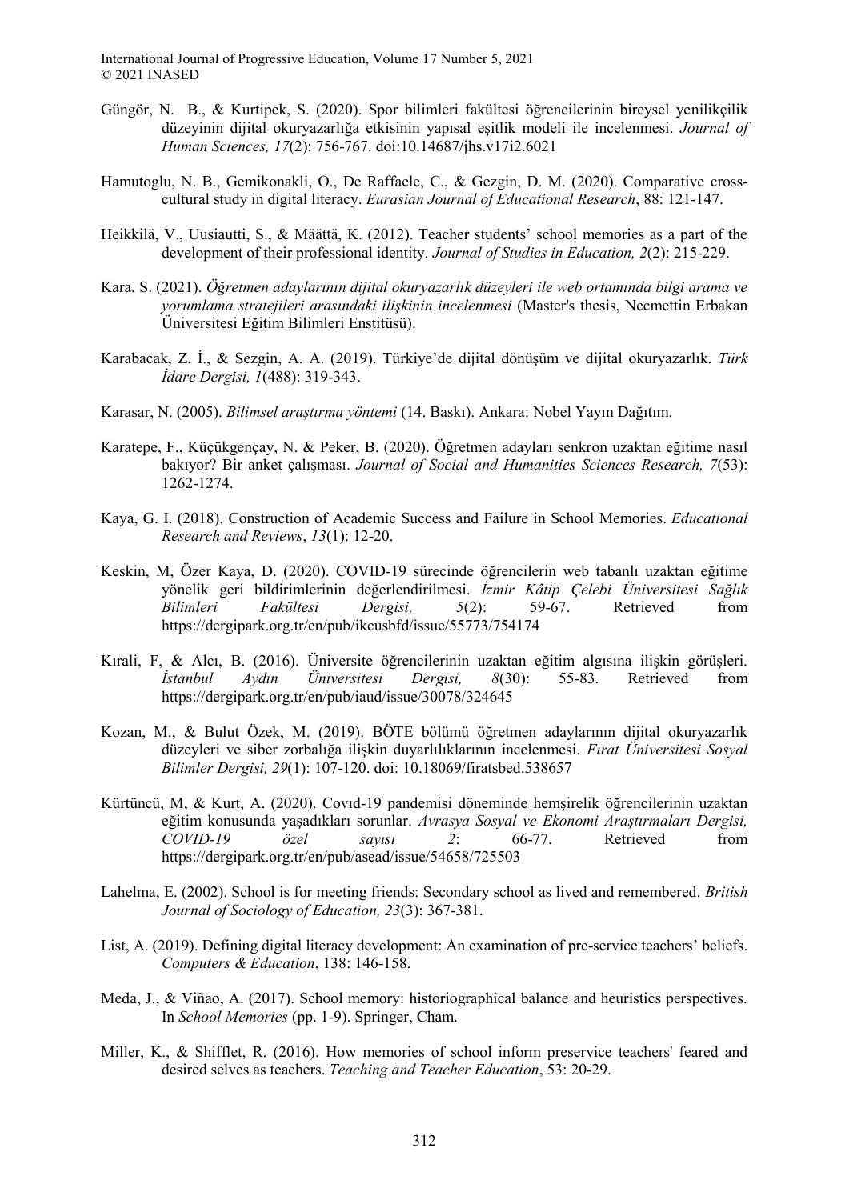Güngör, N. B., & Kurtipek, S. (2020). Spor bilimleri fakültesi öğrencilerinin bireysel yenilikçilik düzeyinin dijital okuryazarlığa etkisinin yapısal eşitlik modeli ile incelenmesi. *Journal of Human Sciences, 17*(2): 756-767. doi:10.14687/jhs.v17i2.6021

Hamutoglu, N. B., Gemikonakli, O., De Raffaele, C., & Gezgin, D. M. (2020). Comparative cross-cultural study in digital literacy. *Eurasian Journal of Educational Research*, 88: 121-147.

Heikkilä, V., Uusiautti, S., & Määttä, K. (2012). Teacher students' school memories as a part of the development of their professional identity. *Journal of Studies in Education, 2*(2): 215-229.

Kara, S. (2021). *Öğretmen adaylarının dijital okuryazarlık düzeyleri ile web ortamında bilgi arama ve yorumlama stratejileri arasındaki ilişkinin incelenmesi* (Master's thesis, Necmettin Erbakan Üniversitesi Eğitim Bilimleri Enstitüsü).

Karabacak, Z. İ., & Sezgin, A. A. (2019). Türkiye'de dijital dönüşüm ve dijital okuryazarlık. *Türk İdare Dergisi, 1*(488): 319-343.

Karasar, N. (2005). *Bilimsel araştırma yöntemi* (14. Baskı). Ankara: Nobel Yayın Dağıtım.

Karatepe, F., Küçükgençay, N. & Peker, B. (2020). Öğretmen adayları senkron uzaktan eğitime nasıl bakıyor? Bir anket çalışması. *Journal of Social and Humanities Sciences Research, 7*(53): 1262-1274.

Kaya, G. I. (2018). Construction of Academic Success and Failure in School Memories. *Educational Research and Reviews*, *13*(1): 12-20.

Keskin, M, Özer Kaya, D. (2020). COVID-19 sürecinde öğrencilerin web tabanlı uzaktan eğitime yönelik geri bildirimlerinin değerlendirilmesi. *İzmir Kâtip Çelebi Üniversitesi Sağlık Bilimleri Fakültesi Dergisi, 5*(2): 59-67. Retrieved from https://dergipark.org.tr/en/pub/ikcusbfd/issue/55773/754174

Kırali, F, & Alcı, B. (2016). Üniversite öğrencilerinin uzaktan eğitim algısına ilişkin görüşleri. *İstanbul Aydın Üniversitesi Dergisi, 8*(30): 55-83. Retrieved from https://dergipark.org.tr/en/pub/iaud/issue/30078/324645

Kozan, M., & Bulut Özek, M. (2019). BÖTE bölümü öğretmen adaylarının dijital okuryazarlık düzeyleri ve siber zorbalığa ilişkin duyarlılıklarının incelenmesi. *Fırat Üniversitesi Sosyal Bilimler Dergisi, 29*(1): 107-120. doi: 10.18069/firatsbed.538657

Kürtüncü, M, & Kurt, A. (2020). Covıd-19 pandemisi döneminde hemşirelik öğrencilerinin uzaktan eğitim konusunda yaşadıkları sorunlar. *Avrasya Sosyal ve Ekonomi Araştırmaları Dergisi, COVID-19 özel sayısı 2*: 66-77. Retrieved from https://dergipark.org.tr/en/pub/asead/issue/54658/725503

Lahelma, E. (2002). School is for meeting friends: Secondary school as lived and remembered. *British Journal of Sociology of Education, 23*(3): 367-381.

List, A. (2019). Defining digital literacy development: An examination of pre-service teachers' beliefs. *Computers & Education*, 138: 146-158.

Meda, J., & Viñao, A. (2017). School memory: historiographical balance and heuristics perspectives. In *School Memories* (pp. 1-9). Springer, Cham.

Miller, K., & Shifflet, R. (2016). How memories of school inform preservice teachers' feared and desired selves as teachers. *Teaching and Teacher Education*, 53: 20-29.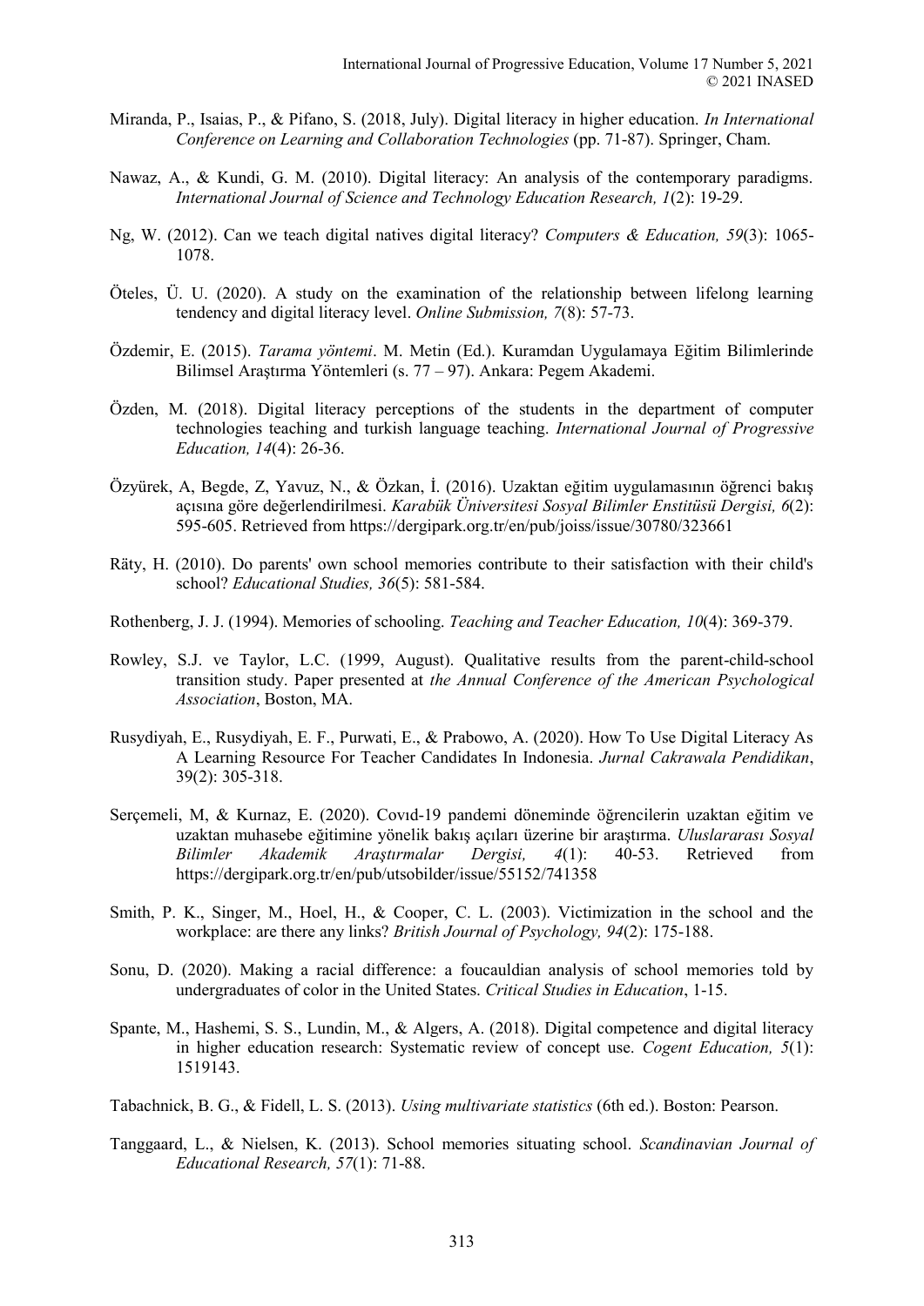Miranda, P., Isaias, P., & Pifano, S. (2018, July). Digital literacy in higher education. *In International Conference on Learning and Collaboration Technologies* (pp. 71-87). Springer, Cham.

Nawaz, A., & Kundi, G. M. (2010). Digital literacy: An analysis of the contemporary paradigms. *International Journal of Science and Technology Education Research, 1*(2): 19-29.

Ng, W. (2012). Can we teach digital natives digital literacy? *Computers & Education, 59*(3): 1065-1078.

Öteles, Ü. U. (2020). A study on the examination of the relationship between lifelong learning tendency and digital literacy level. *Online Submission, 7*(8): 57-73.

Özdemir, E. (2015). *Tarama yöntemi*. M. Metin (Ed.). Kuramdan Uygulamaya Eğitim Bilimlerinde Bilimsel Araştırma Yöntemleri (s. 77 – 97). Ankara: Pegem Akademi.

Özden, M. (2018). Digital literacy perceptions of the students in the department of computer technologies teaching and turkish language teaching. *International Journal of Progressive Education, 14*(4): 26-36.

Özyürek, A, Begde, Z, Yavuz, N., & Özkan, İ. (2016). Uzaktan eğitim uygulamasının öğrenci bakış açısına göre değerlendirilmesi. *Karabük Üniversitesi Sosyal Bilimler Enstitüsü Dergisi, 6*(2): 595-605. Retrieved from https://dergipark.org.tr/en/pub/joiss/issue/30780/323661

Räty, H. (2010). Do parents' own school memories contribute to their satisfaction with their child's school? *Educational Studies, 36*(5): 581-584.

Rothenberg, J. J. (1994). Memories of schooling. *Teaching and Teacher Education, 10*(4): 369-379.

Rowley, S.J. ve Taylor, L.C. (1999, August). Qualitative results from the parent-child-school transition study. Paper presented at *the Annual Conference of the American Psychological Association*, Boston, MA.

Rusydiyah, E., Rusydiyah, E. F., Purwati, E., & Prabowo, A. (2020). How To Use Digital Literacy As A Learning Resource For Teacher Candidates In Indonesia. *Jurnal Cakrawala Pendidikan*, 39(2): 305-318.

Serçemeli, M, & Kurnaz, E. (2020). Covıd-19 pandemi döneminde öğrencilerin uzaktan eğitim ve uzaktan muhasebe eğitimine yönelik bakış açıları üzerine bir araştırma. *Uluslararası Sosyal Bilimler Akademik Araştırmalar Dergisi, 4*(1): 40-53. Retrieved from https://dergipark.org.tr/en/pub/utsobilder/issue/55152/741358

Smith, P. K., Singer, M., Hoel, H., & Cooper, C. L. (2003). Victimization in the school and the workplace: are there any links? *British Journal of Psychology, 94*(2): 175-188.

Sonu, D. (2020). Making a racial difference: a foucauldian analysis of school memories told by undergraduates of color in the United States. *Critical Studies in Education*, 1-15.

Spante, M., Hashemi, S. S., Lundin, M., & Algers, A. (2018). Digital competence and digital literacy in higher education research: Systematic review of concept use. *Cogent Education, 5*(1): 1519143.

Tabachnick, B. G., & Fidell, L. S. (2013). *Using multivariate statistics* (6th ed.). Boston: Pearson.

Tanggaard, L., & Nielsen, K. (2013). School memories situating school. *Scandinavian Journal of Educational Research, 57*(1): 71-88.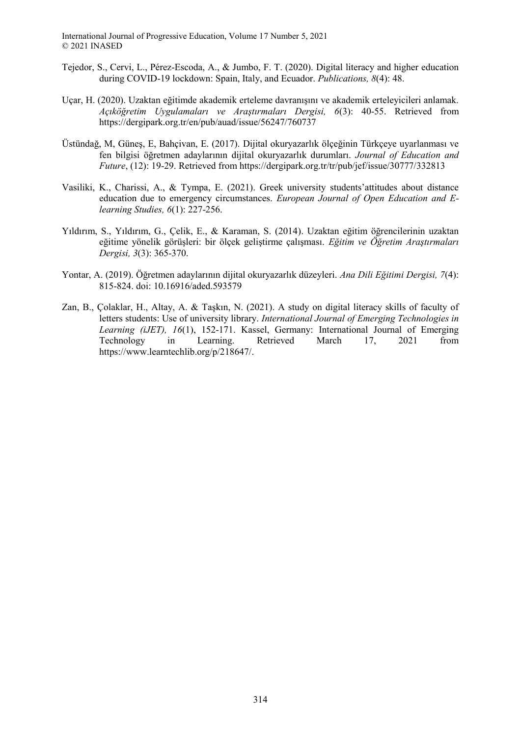Tejedor, S., Cervi, L., Pérez-Escoda, A., & Jumbo, F. T. (2020). Digital literacy and higher education during COVID-19 lockdown: Spain, Italy, and Ecuador. *Publications, 8*(4): 48.

Uçar, H. (2020). Uzaktan eğitimde akademik erteleme davranışını ve akademik erteleyicileri anlamak. *Açıköğretim Uygulamaları ve Araştırmaları Dergisi, 6*(3): 40-55. Retrieved from https://dergipark.org.tr/en/pub/auad/issue/56247/760737

Üstündağ, M, Güneş, E, Bahçivan, E. (2017). Dijital okuryazarlık ölçeğinin Türkçeye uyarlanması ve fen bilgisi öğretmen adaylarının dijital okuryazarlık durumları. *Journal of Education and Future*, (12): 19-29. Retrieved from https://dergipark.org.tr/tr/pub/jef/issue/30777/332813

Vasiliki, K., Charissi, A., & Tympa, E. (2021). Greek university students'attitudes about distance education due to emergency circumstances. *European Journal of Open Education and E-learning Studies, 6*(1): 227-256.

Yıldırım, S., Yıldırım, G., Çelik, E., & Karaman, S. (2014). Uzaktan eğitim öğrencilerinin uzaktan eğitime yönelik görüşleri: bir ölçek geliştirme çalışması. *Eğitim ve Öğretim Araştırmaları Dergisi, 3*(3): 365-370.

Yontar, A. (2019). Öğretmen adaylarının dijital okuryazarlık düzeyleri. *Ana Dili Eğitimi Dergisi, 7*(4): 815-824. doi: 10.16916/aded.593579

Zan, B., Çolaklar, H., Altay, A. & Taşkın, N. (2021). A study on digital literacy skills of faculty of letters students: Use of university library. *International Journal of Emerging Technologies in Learning (iJET), 16*(1), 152-171. Kassel, Germany: International Journal of Emerging Technology in Learning. Retrieved March 17, 2021 from https://www.learntechlib.org/p/218647/.